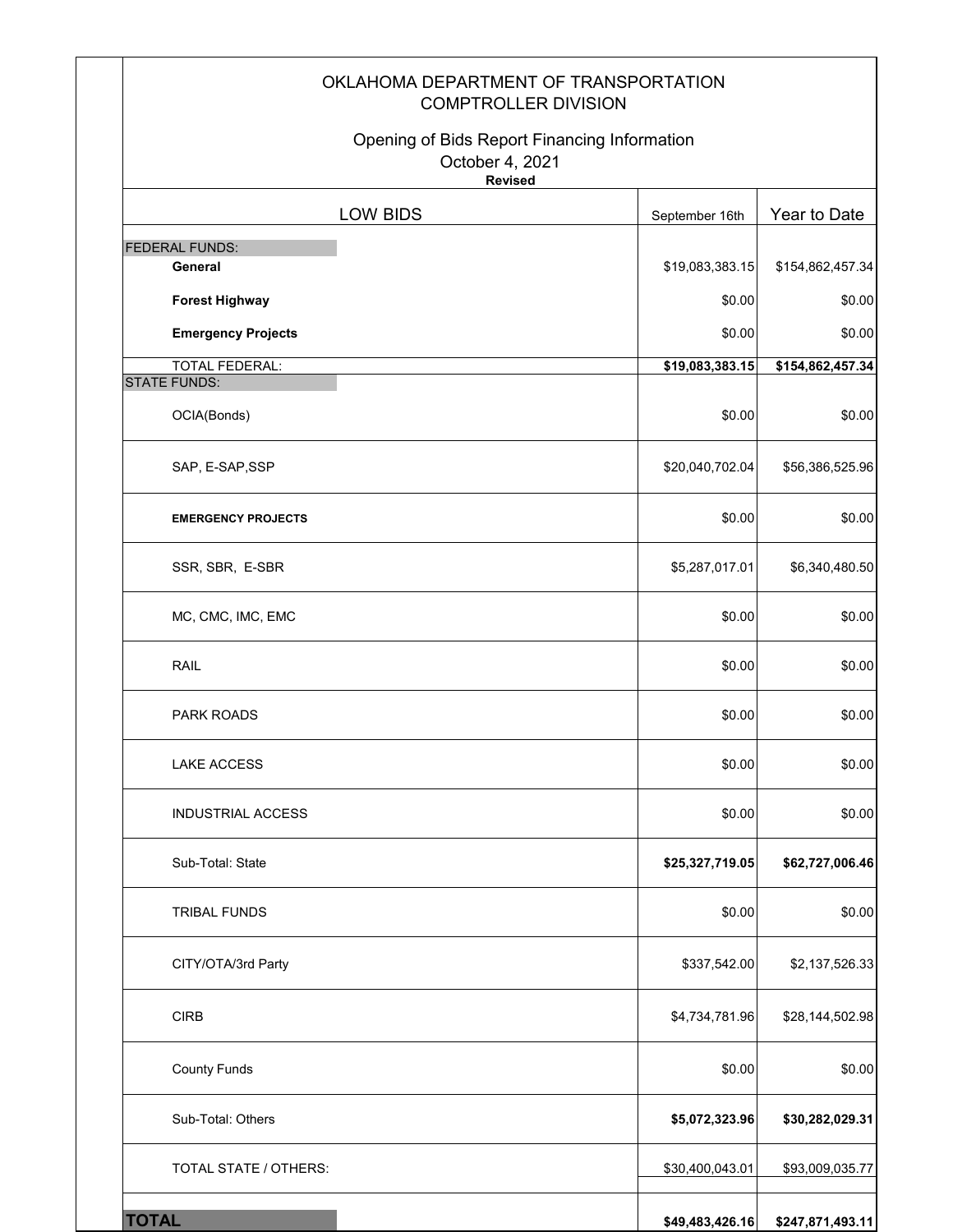# OKLAHOMA DEPARTMENT OF TRANSPORTATION
## COMPTROLLER DIVISION

### Opening of Bids Report Financing Information
October 4, 2021
**Revised**

| LOW BIDS | September 16th | Year to Date |
|---|---|---|
| FEDERAL FUNDS: | | |
| **General** | $19,083,383.15 | $154,862,457.34 |
| **Forest Highway** | $0.00 | $0.00 |
| **Emergency Projects** | $0.00 | $0.00 |
| TOTAL FEDERAL: | **$19,083,383.15** | **$154,862,457.34** |
| STATE FUNDS: | | |
| OCIA(Bonds) | $0.00 | $0.00 |
| SAP, E-SAP,SSP | $20,040,702.04 | $56,386,525.96 |
| **EMERGENCY PROJECTS** | $0.00 | $0.00 |
| SSR, SBR, E-SBR | $5,287,017.01 | $6,340,480.50 |
| MC, CMC, IMC, EMC | $0.00 | $0.00 |
| RAIL | $0.00 | $0.00 |
| PARK ROADS | $0.00 | $0.00 |
| LAKE ACCESS | $0.00 | $0.00 |
| INDUSTRIAL ACCESS | $0.00 | $0.00 |
| Sub-Total: State | **$25,327,719.05** | **$62,727,006.46** |
| TRIBAL FUNDS | $0.00 | $0.00 |
| CITY/OTA/3rd Party | $337,542.00 | $2,137,526.33 |
| CIRB | $4,734,781.96 | $28,144,502.98 |
| County Funds | $0.00 | $0.00 |
| Sub-Total: Others | **$5,072,323.96** | **$30,282,029.31** |
| TOTAL STATE / OTHERS: | $30,400,043.01 | $93,009,035.77 |
| **TOTAL** | **$49,483,426.16** | **$247,871,493.11** |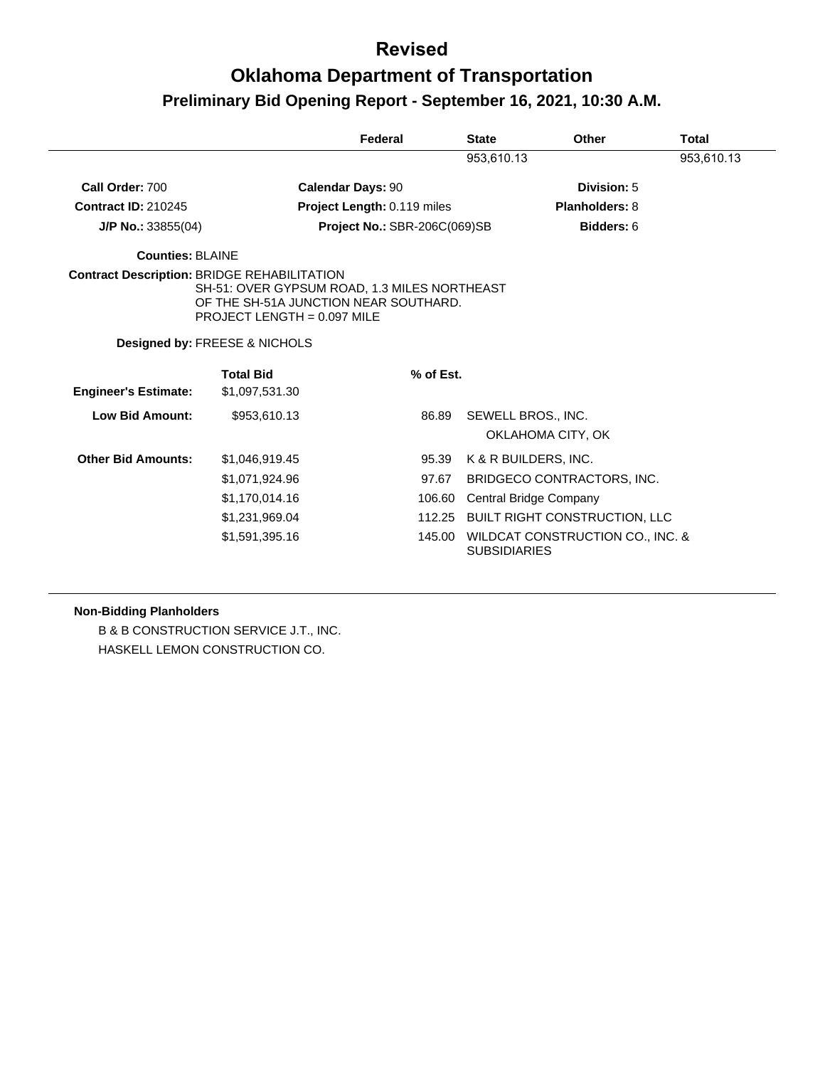# Revised

# Oklahoma Department of Transportation

## Preliminary Bid Opening Report - September 16, 2021, 10:30 A.M.

| | Federal | State | Other | Total |
|---|---|---|---|---|
| | | 953,610.13 | | 953,610.13 |

**Call Order:** 700　　**Calendar Days:** 90　　**Division:** 5

**Contract ID:** 210245　　**Project Length:** 0.119 miles　　**Planholders:** 8

**J/P No.:** 33855(04)　　**Project No.:** SBR-206C(069)SB　　**Bidders:** 6

**Counties:** BLAINE

**Contract Description:** BRIDGE REHABILITATION
SH-51: OVER GYPSUM ROAD, 1.3 MILES NORTHEAST OF THE SH-51A JUNCTION NEAR SOUTHARD.
PROJECT LENGTH = 0.097 MILE

**Designed by:** FREESE & NICHOLS

| | Total Bid | % of Est. | |
|---|---|---|---|
| **Engineer's Estimate:** | $1,097,531.30 | | |
| **Low Bid Amount:** | $953,610.13 | 86.89 | SEWELL BROS., INC. OKLAHOMA CITY, OK |
| **Other Bid Amounts:** | $1,046,919.45 | 95.39 | K & R BUILDERS, INC. |
| | $1,071,924.96 | 97.67 | BRIDGECO CONTRACTORS, INC. |
| | $1,170,014.16 | 106.60 | Central Bridge Company |
| | $1,231,969.04 | 112.25 | BUILT RIGHT CONSTRUCTION, LLC |
| | $1,591,395.16 | 145.00 | WILDCAT CONSTRUCTION CO., INC. & SUBSIDIARIES |

**Non-Bidding Planholders**

B & B CONSTRUCTION SERVICE J.T., INC.

HASKELL LEMON CONSTRUCTION CO.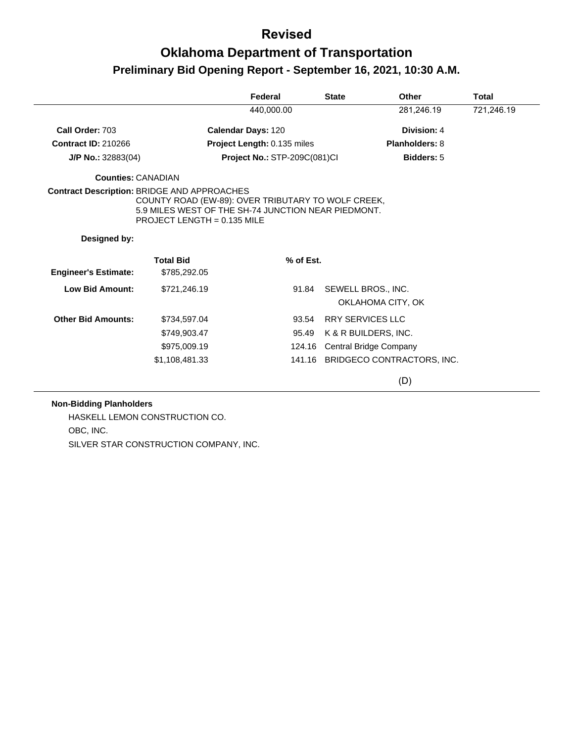# Revised

# Oklahoma Department of Transportation

## Preliminary Bid Opening Report - September 16, 2021, 10:30 A.M.

| Federal | State | Other | Total |
|---|---|---|---|
| 440,000.00 | | 281,246.19 | 721,246.19 |

| | | |
|---|---|---|
| **Call Order:** 703 | **Calendar Days:** 120 | **Division:** 4 |
| **Contract ID:** 210266 | **Project Length:** 0.135 miles | **Planholders:** 8 |
| **J/P No.:** 32883(04) | **Project No.:** STP-209C(081)CI | **Bidders:** 5 |

**Counties:** CANADIAN

**Contract Description:** BRIDGE AND APPROACHES
COUNTY ROAD (EW-89): OVER TRIBUTARY TO WOLF CREEK,
5.9 MILES WEST OF THE SH-74 JUNCTION NEAR PIEDMONT.
PROJECT LENGTH = 0.135 MILE

**Designed by:**

| | Total Bid | % of Est. | |
|---|---|---|---|
| **Engineer's Estimate:** | $785,292.05 | | |
| **Low Bid Amount:** | $721,246.19 | 91.84 | SEWELL BROS., INC.<br>OKLAHOMA CITY, OK |
| **Other Bid Amounts:** | $734,597.04 | 93.54 | RRY SERVICES LLC |
| | $749,903.47 | 95.49 | K & R BUILDERS, INC. |
| | $975,009.19 | 124.16 | Central Bridge Company |
| | $1,108,481.33 | 141.16 | BRIDGECO CONTRACTORS, INC. |

(D)

**Non-Bidding Planholders**

HASKELL LEMON CONSTRUCTION CO.
OBC, INC.
SILVER STAR CONSTRUCTION COMPANY, INC.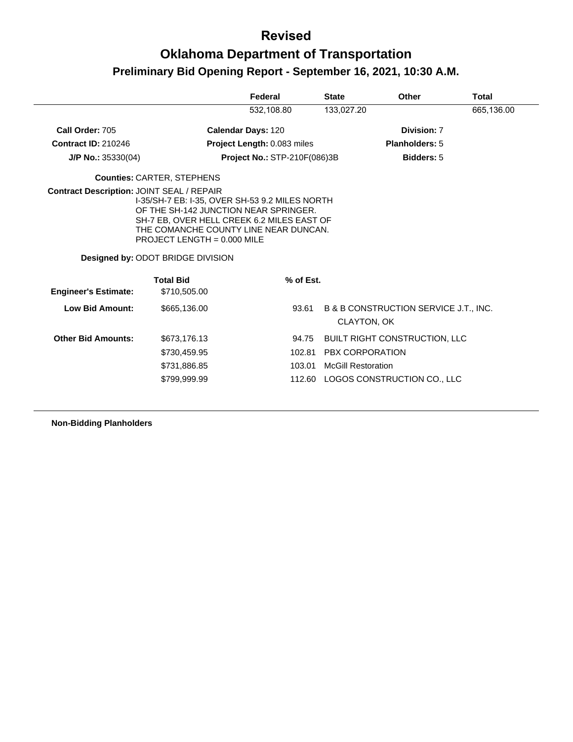# Revised

# Oklahoma Department of Transportation

## Preliminary Bid Opening Report - September 16, 2021, 10:30 A.M.

| | Federal | State | Other | Total |
|---|---|---|---|---|
| | 532,108.80 | 133,027.20 | | 665,136.00 |

**Call Order:** 705 &nbsp;&nbsp; **Calendar Days:** 120 &nbsp;&nbsp; **Division:** 7

**Contract ID:** 210246 &nbsp;&nbsp; **Project Length:** 0.083 miles &nbsp;&nbsp; **Planholders:** 5

**J/P No.:** 35330(04) &nbsp;&nbsp; **Project No.:** STP-210F(086)3B &nbsp;&nbsp; **Bidders:** 5

**Counties:** CARTER, STEPHENS

**Contract Description:** JOINT SEAL / REPAIR
I-35/SH-7 EB: I-35, OVER SH-53 9.2 MILES NORTH OF THE SH-142 JUNCTION NEAR SPRINGER. SH-7 EB, OVER HELL CREEK 6.2 MILES EAST OF THE COMANCHE COUNTY LINE NEAR DUNCAN. PROJECT LENGTH = 0.000 MILE

**Designed by:** ODOT BRIDGE DIVISION

| | Total Bid | % of Est. | |
|---|---|---|---|
| **Engineer's Estimate:** | $710,505.00 | | |
| **Low Bid Amount:** | $665,136.00 | 93.61 | B & B CONSTRUCTION SERVICE J.T., INC. CLAYTON, OK |
| **Other Bid Amounts:** | $673,176.13 | 94.75 | BUILT RIGHT CONSTRUCTION, LLC |
| | $730,459.95 | 102.81 | PBX CORPORATION |
| | $731,886.85 | 103.01 | McGill Restoration |
| | $799,999.99 | 112.60 | LOGOS CONSTRUCTION CO., LLC |

**Non-Bidding Planholders**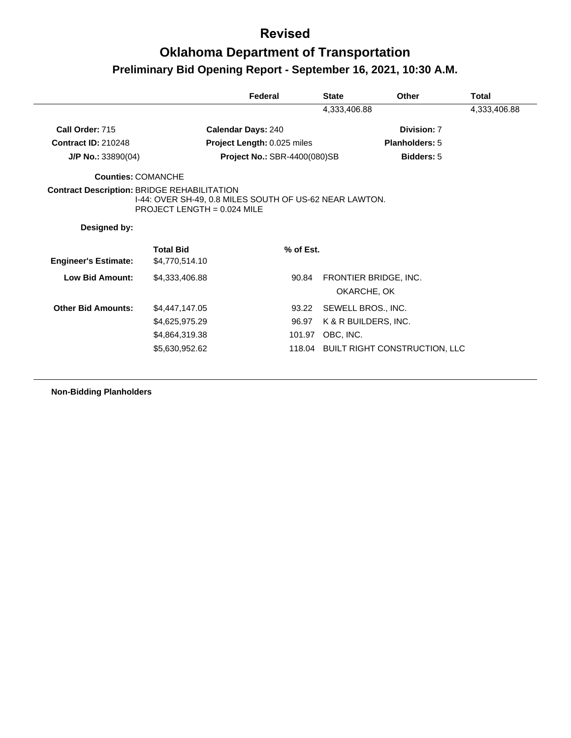# Revised

# Oklahoma Department of Transportation

## Preliminary Bid Opening Report - September 16, 2021, 10:30 A.M.

| | Federal | State | Other | Total |
|---|---|---|---|---|
| | | 4,333,406.88 | | 4,333,406.88 |

**Call Order:** 715 **Calendar Days:** 240 **Division:** 7

**Contract ID:** 210248 **Project Length:** 0.025 miles **Planholders:** 5

**J/P No.:** 33890(04) **Project No.:** SBR-4400(080)SB **Bidders:** 5

**Counties:** COMANCHE

**Contract Description:** BRIDGE REHABILITATION
I-44: OVER SH-49, 0.8 MILES SOUTH OF US-62 NEAR LAWTON.
PROJECT LENGTH = 0.024 MILE

**Designed by:**

| | Total Bid | % of Est. | |
|---|---|---|---|
| **Engineer's Estimate:** | $4,770,514.10 | | |
| **Low Bid Amount:** | $4,333,406.88 | 90.84 | FRONTIER BRIDGE, INC.<br>OKARCHE, OK |
| **Other Bid Amounts:** | $4,447,147.05 | 93.22 | SEWELL BROS., INC. |
| | $4,625,975.29 | 96.97 | K & R BUILDERS, INC. |
| | $4,864,319.38 | 101.97 | OBC, INC. |
| | $5,630,952.62 | 118.04 | BUILT RIGHT CONSTRUCTION, LLC |

**Non-Bidding Planholders**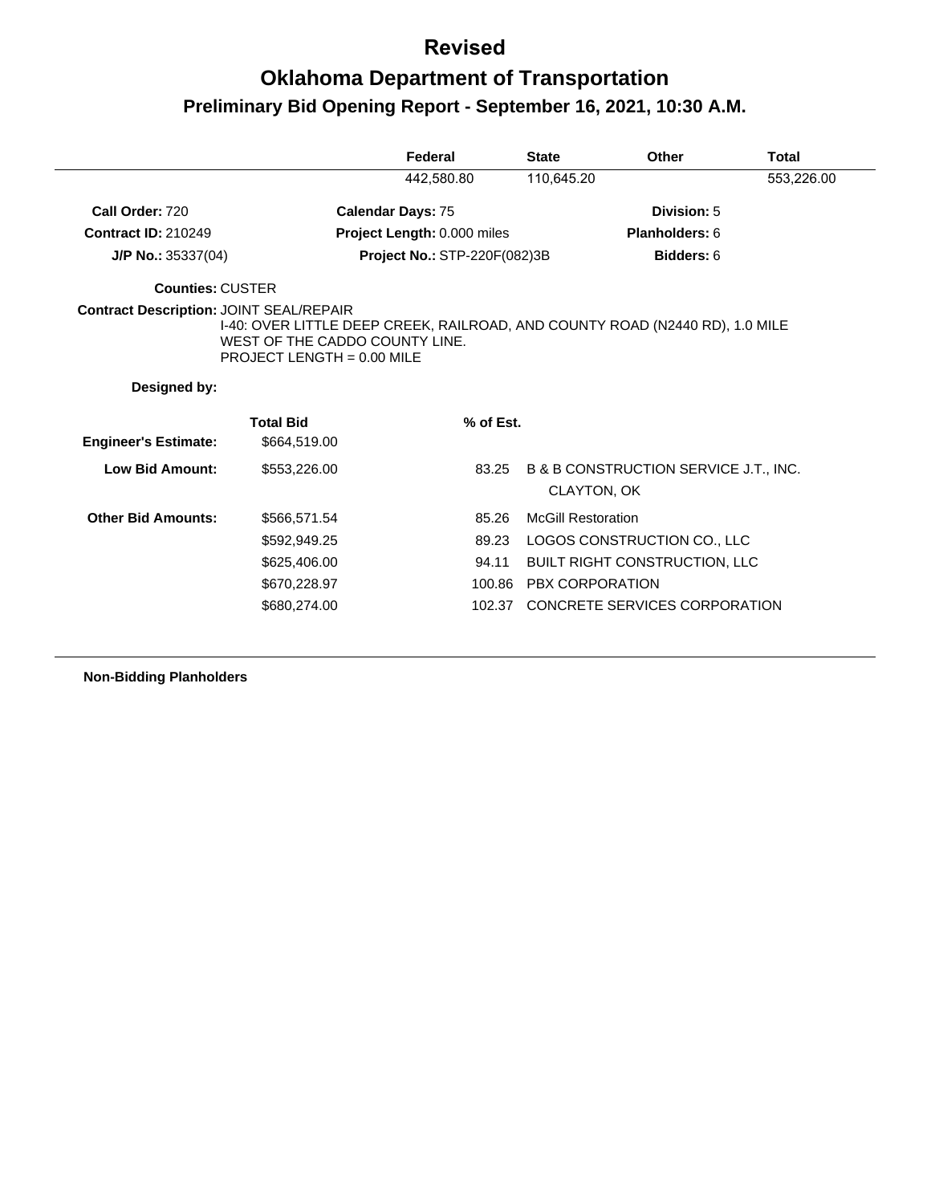# Revised

# Oklahoma Department of Transportation

## Preliminary Bid Opening Report - September 16, 2021, 10:30 A.M.

| | Federal | State | Other | Total |
|---|---|---|---|---|
| | 442,580.80 | 110,645.20 | | 553,226.00 |

**Call Order:** 720 | **Calendar Days:** 75 | **Division:** 5

**Contract ID:** 210249 | **Project Length:** 0.000 miles | **Planholders:** 6

**J/P No.:** 35337(04) | **Project No.:** STP-220F(082)3B | **Bidders:** 6

**Counties:** CUSTER

**Contract Description:** JOINT SEAL/REPAIR
I-40: OVER LITTLE DEEP CREEK, RAILROAD, AND COUNTY ROAD (N2440 RD), 1.0 MILE WEST OF THE CADDO COUNTY LINE.
PROJECT LENGTH = 0.00 MILE

**Designed by:**

| | Total Bid | % of Est. | |
|---|---|---|---|
| **Engineer's Estimate:** | $664,519.00 | | |
| **Low Bid Amount:** | $553,226.00 | 83.25 | B & B CONSTRUCTION SERVICE J.T., INC. CLAYTON, OK |
| **Other Bid Amounts:** | $566,571.54 | 85.26 | McGill Restoration |
| | $592,949.25 | 89.23 | LOGOS CONSTRUCTION CO., LLC |
| | $625,406.00 | 94.11 | BUILT RIGHT CONSTRUCTION, LLC |
| | $670,228.97 | 100.86 | PBX CORPORATION |
| | $680,274.00 | 102.37 | CONCRETE SERVICES CORPORATION |

**Non-Bidding Planholders**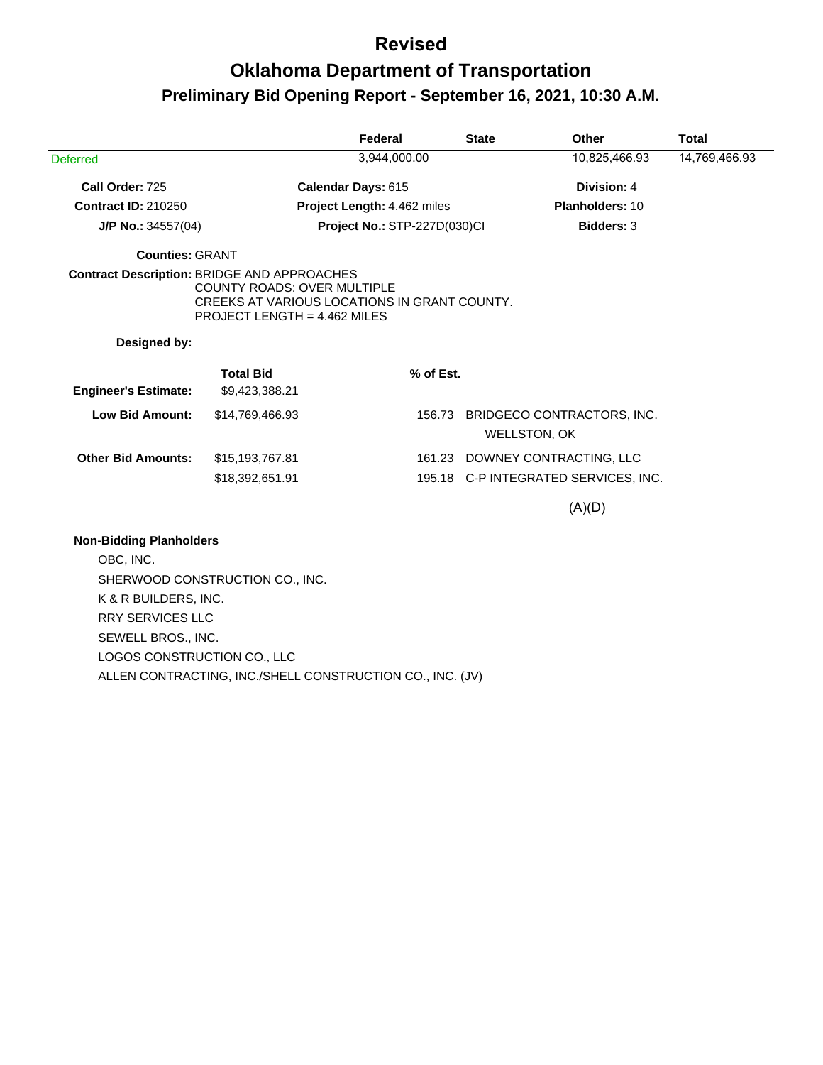# Revised

# Oklahoma Department of Transportation

## Preliminary Bid Opening Report - September 16, 2021, 10:30 A.M.

| | Federal | State | Other | Total |
|---|---|---|---|---|
| Deferred | 3,944,000.00 | | 10,825,466.93 | 14,769,466.93 |

**Call Order:** 725  **Calendar Days:** 615  **Division:** 4

**Contract ID:** 210250  **Project Length:** 4.462 miles  **Planholders:** 10

**J/P No.:** 34557(04)  **Project No.:** STP-227D(030)CI  **Bidders:** 3

**Counties:** GRANT

**Contract Description:** BRIDGE AND APPROACHES
COUNTY ROADS: OVER MULTIPLE
CREEKS AT VARIOUS LOCATIONS IN GRANT COUNTY.
PROJECT LENGTH = 4.462 MILES

**Designed by:**

| | Total Bid | % of Est. | |
|---|---|---|---|
| **Engineer's Estimate:** | $9,423,388.21 | | |
| **Low Bid Amount:** | $14,769,466.93 | 156.73 | BRIDGECO CONTRACTORS, INC. WELLSTON, OK |
| **Other Bid Amounts:** | $15,193,767.81 | 161.23 | DOWNEY CONTRACTING, LLC |
| | $18,392,651.91 | 195.18 | C-P INTEGRATED SERVICES, INC. |

(A)(D)

**Non-Bidding Planholders**

OBC, INC.
SHERWOOD CONSTRUCTION CO., INC.
K & R BUILDERS, INC.
RRY SERVICES LLC
SEWELL BROS., INC.
LOGOS CONSTRUCTION CO., LLC
ALLEN CONTRACTING, INC./SHELL CONSTRUCTION CO., INC. (JV)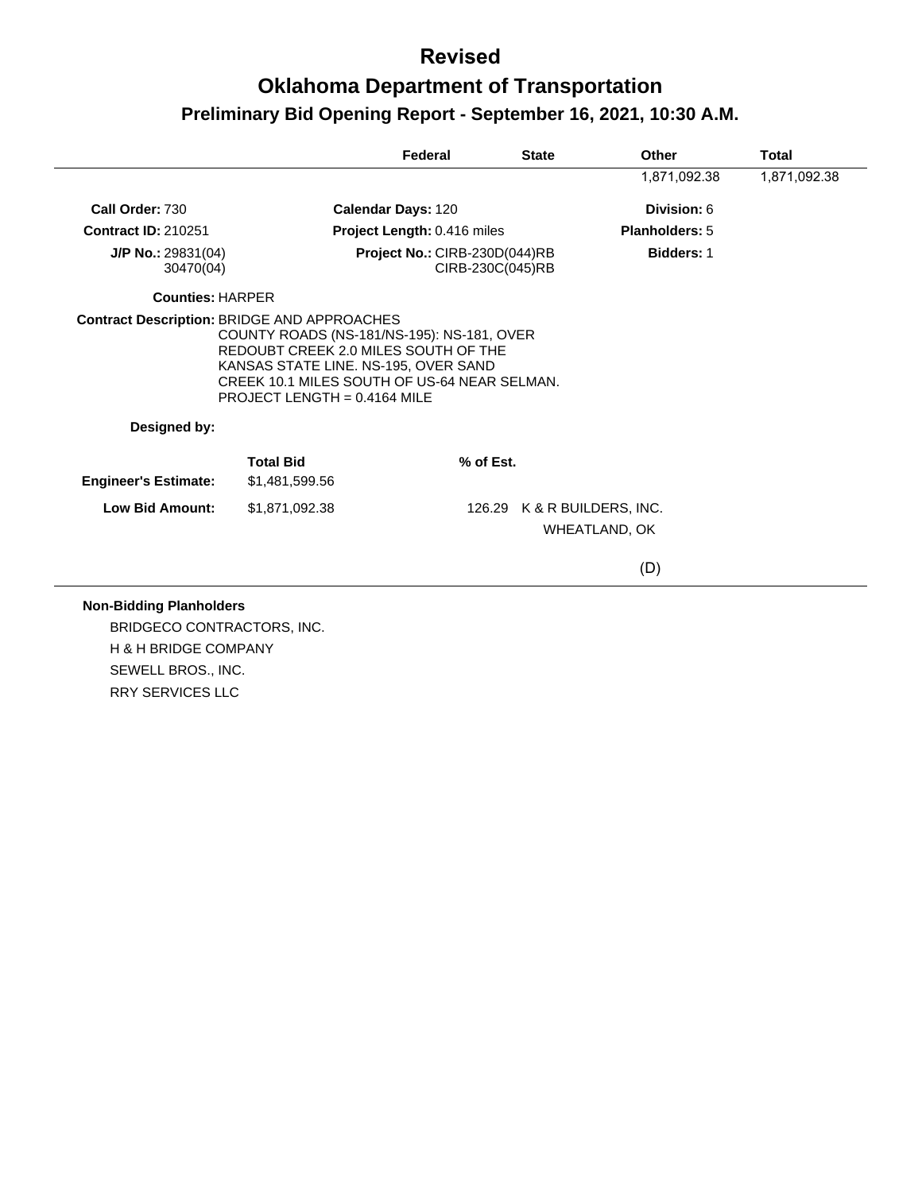# Revised

# Oklahoma Department of Transportation

## Preliminary Bid Opening Report - September 16, 2021, 10:30 A.M.

| | Federal | State | Other | Total |
|---|---|---|---|---|
| | | | 1,871,092.38 | 1,871,092.38 |

**Call Order:** 730 | **Calendar Days:** 120 | **Division:** 6

**Contract ID:** 210251 | **Project Length:** 0.416 miles | **Planholders:** 5

**J/P No.:** 29831(04), 30470(04) | **Project No.:** CIRB-230D(044)RB, CIRB-230C(045)RB | **Bidders:** 1

**Counties:** HARPER

**Contract Description:** BRIDGE AND APPROACHES
COUNTY ROADS (NS-181/NS-195): NS-181, OVER REDOUBT CREEK 2.0 MILES SOUTH OF THE KANSAS STATE LINE. NS-195, OVER SAND CREEK 10.1 MILES SOUTH OF US-64 NEAR SELMAN. PROJECT LENGTH = 0.4164 MILE

**Designed by:**

| | Total Bid | % of Est. | |
|---|---|---|---|
| **Engineer's Estimate:** | $1,481,599.56 | | |
| **Low Bid Amount:** | $1,871,092.38 | 126.29 | K & R BUILDERS, INC.<br>WHEATLAND, OK<br><br>(D) |

**Non-Bidding Planholders**

BRIDGECO CONTRACTORS, INC.
H & H BRIDGE COMPANY
SEWELL BROS., INC.
RRY SERVICES LLC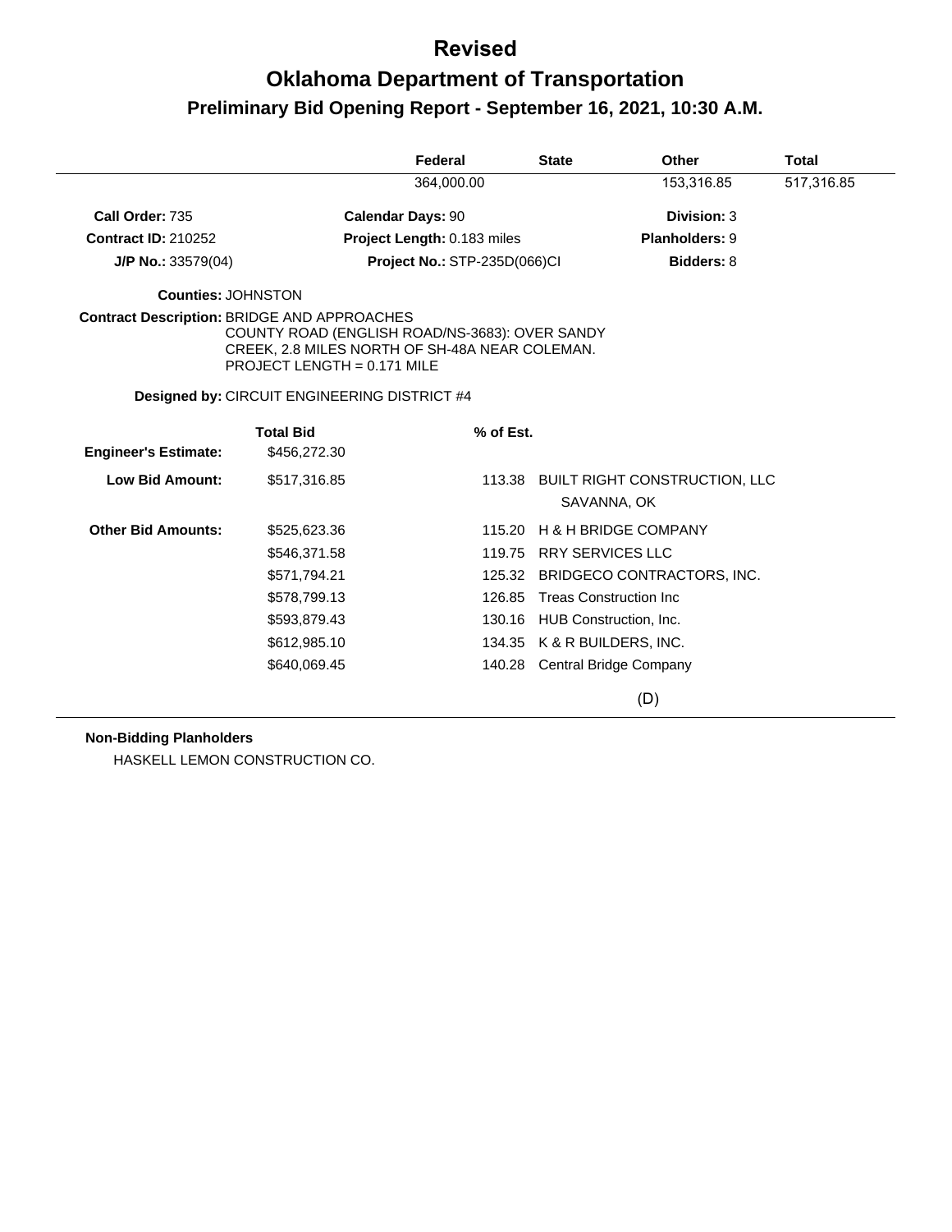# Revised

# Oklahoma Department of Transportation

## Preliminary Bid Opening Report - September 16, 2021, 10:30 A.M.

| Federal | State | Other | Total |
|---|---|---|---|
| 364,000.00 | | 153,316.85 | 517,316.85 |

**Call Order:** 735 **Calendar Days:** 90 **Division:** 3

**Contract ID:** 210252 **Project Length:** 0.183 miles **Planholders:** 9

**J/P No.:** 33579(04) **Project No.:** STP-235D(066)CI **Bidders:** 8

**Counties:** JOHNSTON

**Contract Description:** BRIDGE AND APPROACHES
COUNTY ROAD (ENGLISH ROAD/NS-3683): OVER SANDY CREEK, 2.8 MILES NORTH OF SH-48A NEAR COLEMAN.
PROJECT LENGTH = 0.171 MILE

**Designed by:** CIRCUIT ENGINEERING DISTRICT #4

| | Total Bid | % of Est. | |
|---|---|---|---|
| **Engineer's Estimate:** | $456,272.30 | | |
| **Low Bid Amount:** | $517,316.85 | 113.38 | BUILT RIGHT CONSTRUCTION, LLC SAVANNA, OK |
| **Other Bid Amounts:** | $525,623.36 | 115.20 | H & H BRIDGE COMPANY |
| | $546,371.58 | 119.75 | RRY SERVICES LLC |
| | $571,794.21 | 125.32 | BRIDGECO CONTRACTORS, INC. |
| | $578,799.13 | 126.85 | Treas Construction Inc |
| | $593,879.43 | 130.16 | HUB Construction, Inc. |
| | $612,985.10 | 134.35 | K & R BUILDERS, INC. |
| | $640,069.45 | 140.28 | Central Bridge Company |

(D)

**Non-Bidding Planholders**

HASKELL LEMON CONSTRUCTION CO.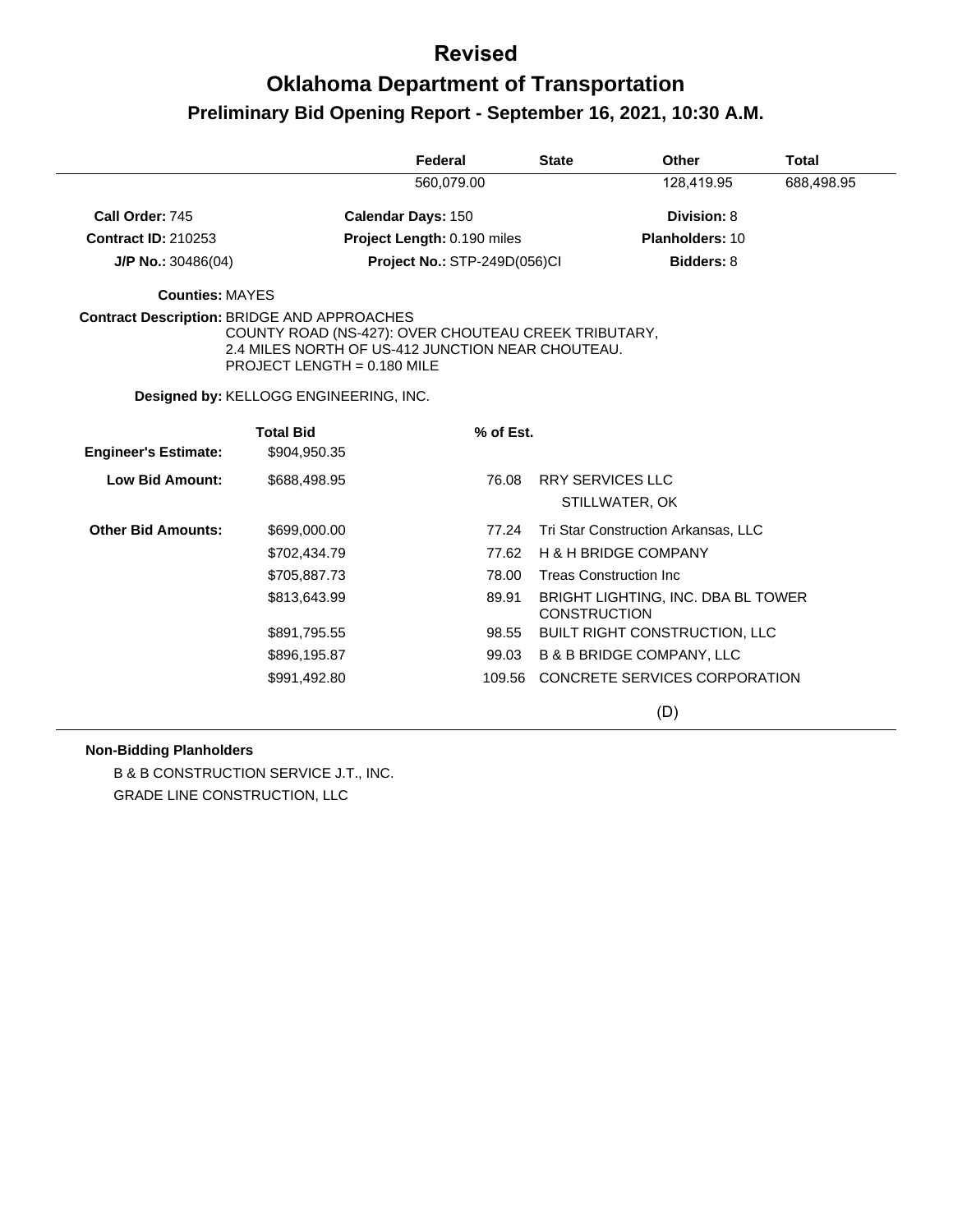# Revised

# Oklahoma Department of Transportation

## Preliminary Bid Opening Report - September 16, 2021, 10:30 A.M.

| Federal | State | Other | Total |
|---|---|---|---|
| 560,079.00 | | 128,419.95 | 688,498.95 |

**Call Order:** 745
**Calendar Days:** 150
**Division:** 8

**Contract ID:** 210253
**Project Length:** 0.190 miles
**Planholders:** 10

**J/P No.:** 30486(04)
**Project No.:** STP-249D(056)CI
**Bidders:** 8

**Counties:** MAYES

**Contract Description:** BRIDGE AND APPROACHES
COUNTY ROAD (NS-427): OVER CHOUTEAU CREEK TRIBUTARY,
2.4 MILES NORTH OF US-412 JUNCTION NEAR CHOUTEAU.
PROJECT LENGTH = 0.180 MILE

**Designed by:** KELLOGG ENGINEERING, INC.

| | Total Bid | % of Est. | |
|---|---|---|---|
| **Engineer's Estimate:** | $904,950.35 | | |
| **Low Bid Amount:** | $688,498.95 | 76.08 | RRY SERVICES LLC<br>STILLWATER, OK |
| **Other Bid Amounts:** | $699,000.00 | 77.24 | Tri Star Construction Arkansas, LLC |
| | $702,434.79 | 77.62 | H & H BRIDGE COMPANY |
| | $705,887.73 | 78.00 | Treas Construction Inc |
| | $813,643.99 | 89.91 | BRIGHT LIGHTING, INC. DBA BL TOWER CONSTRUCTION |
| | $891,795.55 | 98.55 | BUILT RIGHT CONSTRUCTION, LLC |
| | $896,195.87 | 99.03 | B & B BRIDGE COMPANY, LLC |
| | $991,492.80 | 109.56 | CONCRETE SERVICES CORPORATION |

(D)

**Non-Bidding Planholders**

B & B CONSTRUCTION SERVICE J.T., INC.
GRADE LINE CONSTRUCTION, LLC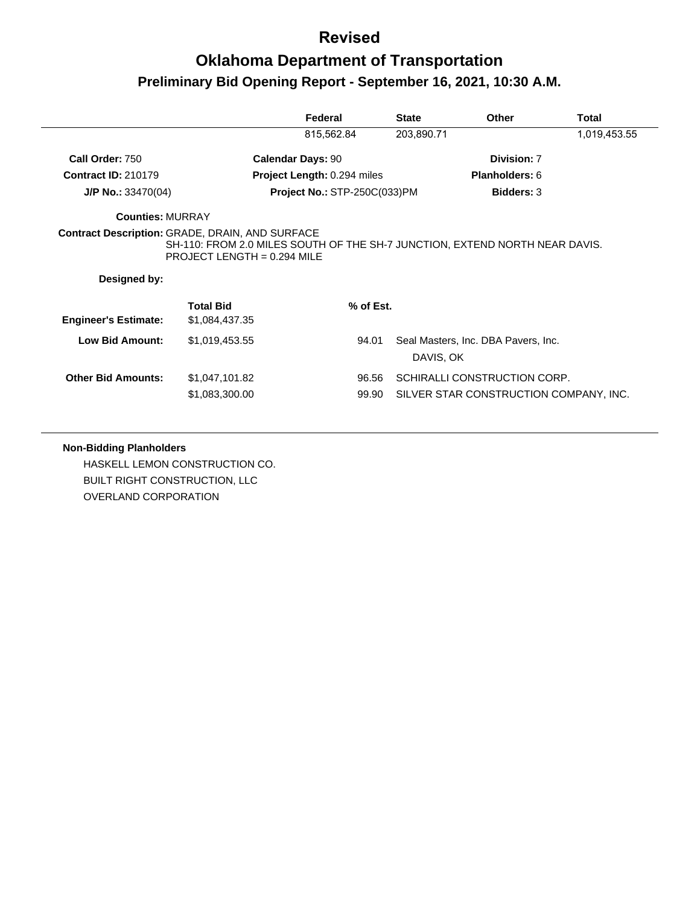# Revised

# Oklahoma Department of Transportation

## Preliminary Bid Opening Report - September 16, 2021, 10:30 A.M.

| Federal | State | Other | Total |
|---|---|---|---|
| 815,562.84 | 203,890.71 | | 1,019,453.55 |

**Call Order:** 750 **Calendar Days:** 90 **Division:** 7

**Contract ID:** 210179 **Project Length:** 0.294 miles **Planholders:** 6

**J/P No.:** 33470(04) **Project No.:** STP-250C(033)PM **Bidders:** 3

**Counties:** MURRAY

**Contract Description:** GRADE, DRAIN, AND SURFACE
SH-110: FROM 2.0 MILES SOUTH OF THE SH-7 JUNCTION, EXTEND NORTH NEAR DAVIS.
PROJECT LENGTH = 0.294 MILE

**Designed by:**

| | Total Bid | % of Est. | |
|---|---|---|---|
| **Engineer's Estimate:** | $1,084,437.35 | | |
| **Low Bid Amount:** | $1,019,453.55 | 94.01 | Seal Masters, Inc. DBA Pavers, Inc.<br>DAVIS, OK |
| **Other Bid Amounts:** | $1,047,101.82 | 96.56 | SCHIRALLI CONSTRUCTION CORP. |
| | $1,083,300.00 | 99.90 | SILVER STAR CONSTRUCTION COMPANY, INC. |

**Non-Bidding Planholders**

HASKELL LEMON CONSTRUCTION CO.
BUILT RIGHT CONSTRUCTION, LLC
OVERLAND CORPORATION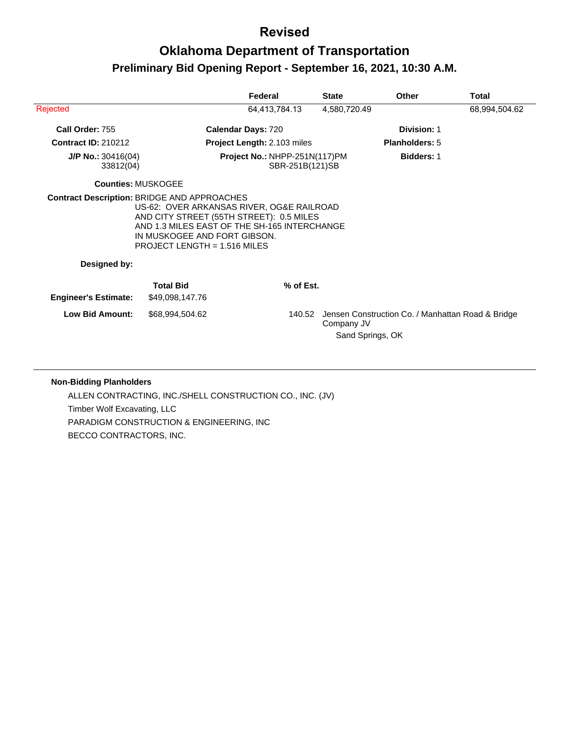# Revised

# Oklahoma Department of Transportation

## Preliminary Bid Opening Report - September 16, 2021, 10:30 A.M.

| | Federal | State | Other | Total |
|---|---|---|---|---|
| Rejected | 64,413,784.13 | 4,580,720.49 | | 68,994,504.62 |

**Call Order:** 755  
**Calendar Days:** 720  
**Division:** 1

**Contract ID:** 210212  
**Project Length:** 2.103 miles  
**Planholders:** 5

**J/P No.:** 30416(04)  
33812(04)  
**Project No.:** NHPP-251N(117)PM  
SBR-251B(121)SB  
**Bidders:** 1

**Counties:** MUSKOGEE

**Contract Description:** BRIDGE AND APPROACHES  
US-62: OVER ARKANSAS RIVER, OG&E RAILROAD  
AND CITY STREET (55TH STREET): 0.5 MILES  
AND 1.3 MILES EAST OF THE SH-165 INTERCHANGE  
IN MUSKOGEE AND FORT GIBSON.  
PROJECT LENGTH = 1.516 MILES

**Designed by:**

| | Total Bid | % of Est. | |
|---|---|---|---|
| **Engineer's Estimate:** | $49,098,147.76 | | |
| **Low Bid Amount:** | $68,994,504.62 | 140.52 | Jensen Construction Co. / Manhattan Road & Bridge Company JV<br>Sand Springs, OK |

---

**Non-Bidding Planholders**

ALLEN CONTRACTING, INC./SHELL CONSTRUCTION CO., INC. (JV)  
Timber Wolf Excavating, LLC  
PARADIGM CONSTRUCTION & ENGINEERING, INC  
BECCO CONTRACTORS, INC.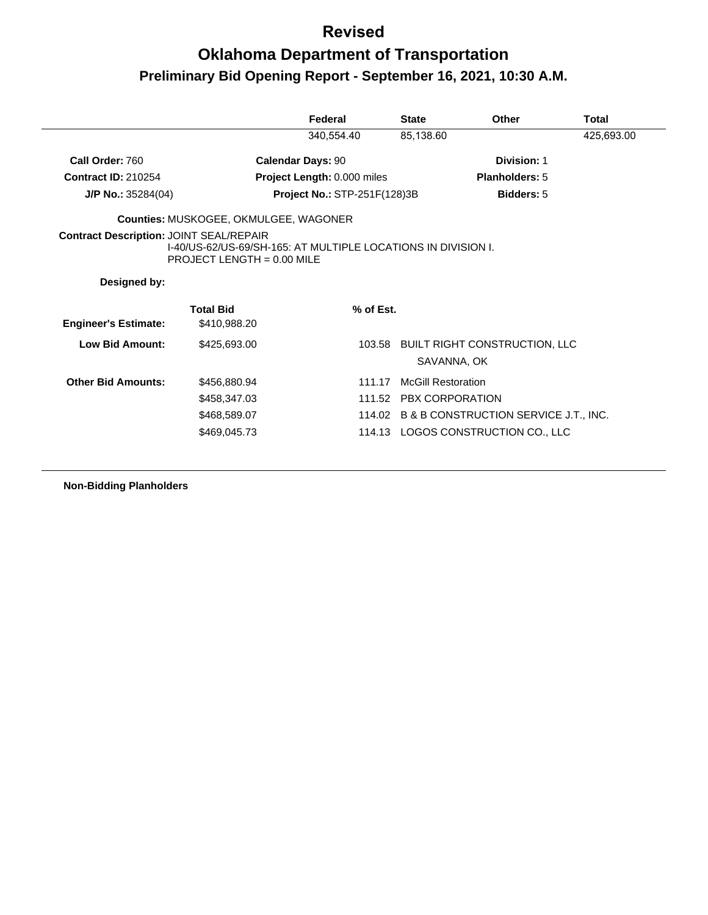# Revised

# Oklahoma Department of Transportation

## Preliminary Bid Opening Report - September 16, 2021, 10:30 A.M.

| Federal | State | Other | Total |
|---|---|---|---|
| 340,554.40 | 85,138.60 | | 425,693.00 |

**Call Order:** 760 | **Calendar Days:** 90 | **Division:** 1

**Contract ID:** 210254 | **Project Length:** 0.000 miles | **Planholders:** 5

**J/P No.:** 35284(04) | **Project No.:** STP-251F(128)3B | **Bidders:** 5

**Counties:** MUSKOGEE, OKMULGEE, WAGONER

**Contract Description:** JOINT SEAL/REPAIR
I-40/US-62/US-69/SH-165: AT MULTIPLE LOCATIONS IN DIVISION I.
PROJECT LENGTH = 0.00 MILE

**Designed by:**

| | Total Bid | % of Est. | |
|---|---|---|---|
| **Engineer's Estimate:** | $410,988.20 | | |
| **Low Bid Amount:** | $425,693.00 | 103.58 | BUILT RIGHT CONSTRUCTION, LLC<br>SAVANNA, OK |
| **Other Bid Amounts:** | $456,880.94 | 111.17 | McGill Restoration |
| | $458,347.03 | 111.52 | PBX CORPORATION |
| | $468,589.07 | 114.02 | B & B CONSTRUCTION SERVICE J.T., INC. |
| | $469,045.73 | 114.13 | LOGOS CONSTRUCTION CO., LLC |

**Non-Bidding Planholders**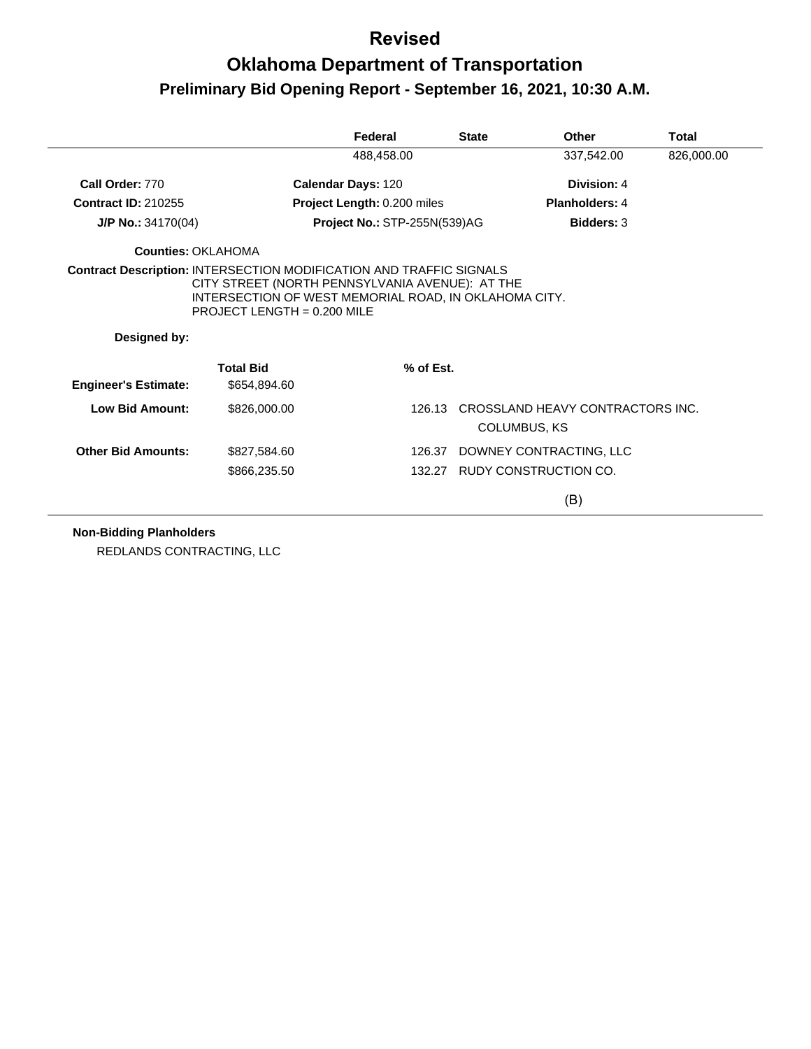# Revised

# Oklahoma Department of Transportation

## Preliminary Bid Opening Report - September 16, 2021, 10:30 A.M.

| Federal | State | Other | Total |
|---|---|---|---|
| 488,458.00 | | 337,542.00 | 826,000.00 |

**Call Order:** 770  
**Calendar Days:** 120  
**Division:** 4

**Contract ID:** 210255  
**Project Length:** 0.200 miles  
**Planholders:** 4

**J/P No.:** 34170(04)  
**Project No.:** STP-255N(539)AG  
**Bidders:** 3

**Counties:** OKLAHOMA

**Contract Description:** INTERSECTION MODIFICATION AND TRAFFIC SIGNALS CITY STREET (NORTH PENNSYLVANIA AVENUE): AT THE INTERSECTION OF WEST MEMORIAL ROAD, IN OKLAHOMA CITY. PROJECT LENGTH = 0.200 MILE

**Designed by:**

| | Total Bid | % of Est. | |
|---|---|---|---|
| **Engineer's Estimate:** | $654,894.60 | | |
| **Low Bid Amount:** | $826,000.00 | 126.13 | CROSSLAND HEAVY CONTRACTORS INC.<br>COLUMBUS, KS |
| **Other Bid Amounts:** | $827,584.60 | 126.37 | DOWNEY CONTRACTING, LLC |
| | $866,235.50 | 132.27 | RUDY CONSTRUCTION CO. |

(B)

**Non-Bidding Planholders**

REDLANDS CONTRACTING, LLC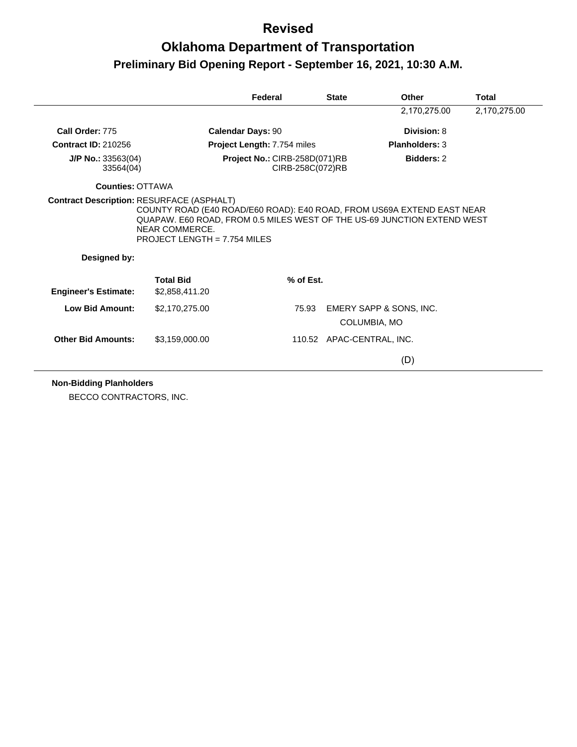# Revised

# Oklahoma Department of Transportation

## Preliminary Bid Opening Report - September 16, 2021, 10:30 A.M.

| | Federal | State | Other | Total |
|---|---|---|---|---|
| | | | 2,170,275.00 | 2,170,275.00 |

**Call Order:** 775 **Calendar Days:** 90 **Division:** 8

**Contract ID:** 210256 **Project Length:** 7.754 miles **Planholders:** 3

**J/P No.:** 33563(04) 33564(04) **Project No.:** CIRB-258D(071)RB CIRB-258C(072)RB **Bidders:** 2

**Counties:** OTTAWA

**Contract Description:** RESURFACE (ASPHALT)
COUNTY ROAD (E40 ROAD/E60 ROAD): E40 ROAD, FROM US69A EXTEND EAST NEAR QUAPAW. E60 ROAD, FROM 0.5 MILES WEST OF THE US-69 JUNCTION EXTEND WEST NEAR COMMERCE.
PROJECT LENGTH = 7.754 MILES

**Designed by:**

| | Total Bid | % of Est. | |
|---|---|---|---|
| **Engineer's Estimate:** | $2,858,411.20 | | |
| **Low Bid Amount:** | $2,170,275.00 | 75.93 | EMERY SAPP & SONS, INC. COLUMBIA, MO |
| **Other Bid Amounts:** | $3,159,000.00 | 110.52 | APAC-CENTRAL, INC. |

(D)

**Non-Bidding Planholders**

BECCO CONTRACTORS, INC.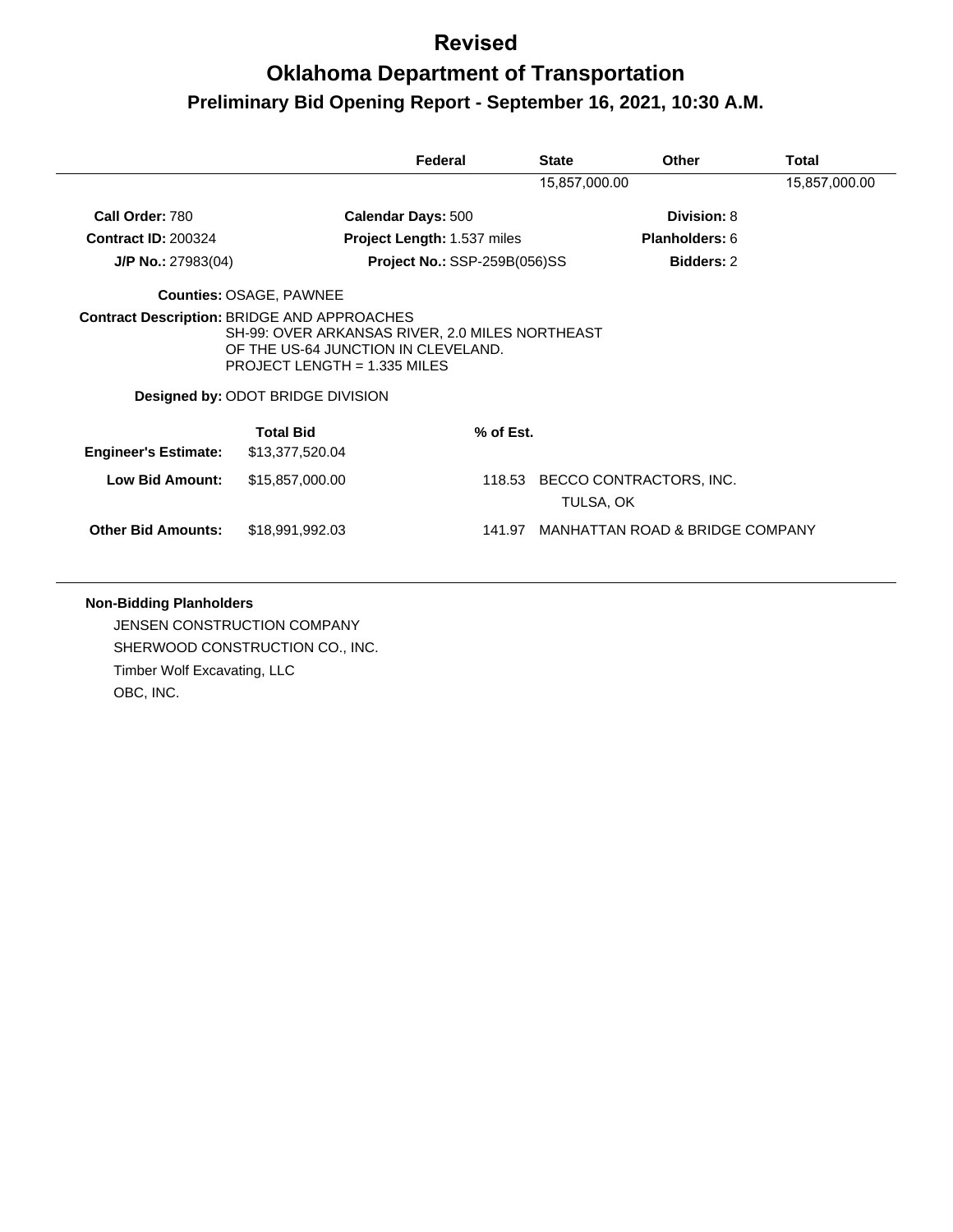# Revised

# Oklahoma Department of Transportation

## Preliminary Bid Opening Report - September 16, 2021, 10:30 A.M.

| | Federal | State | Other | Total |
|---|---|---|---|---|
| | | 15,857,000.00 | | 15,857,000.00 |

**Call Order:** 780 **Calendar Days:** 500 **Division:** 8

**Contract ID:** 200324 **Project Length:** 1.537 miles **Planholders:** 6

**J/P No.:** 27983(04) **Project No.:** SSP-259B(056)SS **Bidders:** 2

**Counties:** OSAGE, PAWNEE

**Contract Description:** BRIDGE AND APPROACHES
SH-99: OVER ARKANSAS RIVER, 2.0 MILES NORTHEAST OF THE US-64 JUNCTION IN CLEVELAND.
PROJECT LENGTH = 1.335 MILES

**Designed by:** ODOT BRIDGE DIVISION

| | Total Bid | % of Est. | |
|---|---|---|---|
| **Engineer's Estimate:** | $13,377,520.04 | | |
| **Low Bid Amount:** | $15,857,000.00 | 118.53 | BECCO CONTRACTORS, INC.<br>TULSA, OK |
| **Other Bid Amounts:** | $18,991,992.03 | 141.97 | MANHATTAN ROAD & BRIDGE COMPANY |

**Non-Bidding Planholders**

JENSEN CONSTRUCTION COMPANY
SHERWOOD CONSTRUCTION CO., INC.
Timber Wolf Excavating, LLC
OBC, INC.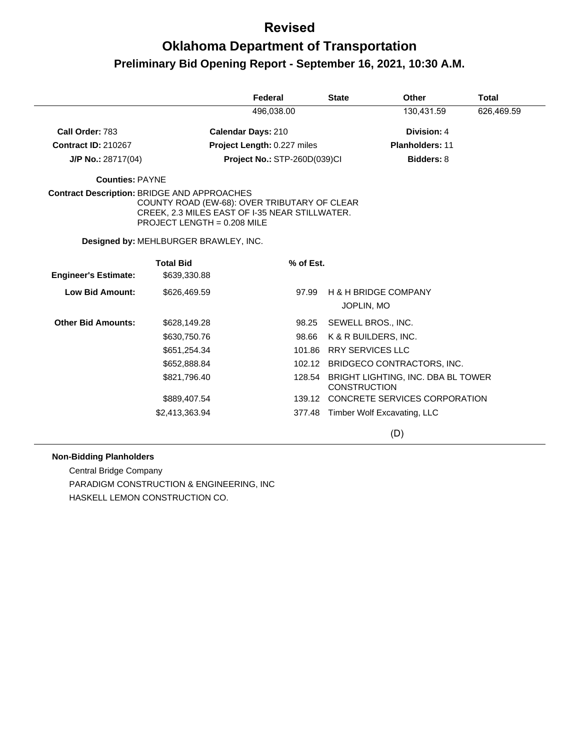# Revised

# Oklahoma Department of Transportation

## Preliminary Bid Opening Report - September 16, 2021, 10:30 A.M.

| | Federal | State | Other | Total |
|---|---|---|---|---|
| | 496,038.00 | | 130,431.59 | 626,469.59 |

**Call Order:** 783 &nbsp;&nbsp; **Calendar Days:** 210 &nbsp;&nbsp; **Division:** 4

**Contract ID:** 210267 &nbsp;&nbsp; **Project Length:** 0.227 miles &nbsp;&nbsp; **Planholders:** 11

**J/P No.:** 28717(04) &nbsp;&nbsp; **Project No.:** STP-260D(039)CI &nbsp;&nbsp; **Bidders:** 8

**Counties:** PAYNE

**Contract Description:** BRIDGE AND APPROACHES
COUNTY ROAD (EW-68): OVER TRIBUTARY OF CLEAR CREEK, 2.3 MILES EAST OF I-35 NEAR STILLWATER.
PROJECT LENGTH = 0.208 MILE

**Designed by:** MEHLBURGER BRAWLEY, INC.

| | Total Bid | % of Est. | |
|---|---|---|---|
| **Engineer's Estimate:** | $639,330.88 | | |
| **Low Bid Amount:** | $626,469.59 | 97.99 | H & H BRIDGE COMPANY<br>JOPLIN, MO |
| **Other Bid Amounts:** | $628,149.28 | 98.25 | SEWELL BROS., INC. |
| | $630,750.76 | 98.66 | K & R BUILDERS, INC. |
| | $651,254.34 | 101.86 | RRY SERVICES LLC |
| | $652,888.84 | 102.12 | BRIDGECO CONTRACTORS, INC. |
| | $821,796.40 | 128.54 | BRIGHT LIGHTING, INC. DBA BL TOWER CONSTRUCTION |
| | $889,407.54 | 139.12 | CONCRETE SERVICES CORPORATION |
| | $2,413,363.94 | 377.48 | Timber Wolf Excavating, LLC |

(D)

**Non-Bidding Planholders**

Central Bridge Company
PARADIGM CONSTRUCTION & ENGINEERING, INC
HASKELL LEMON CONSTRUCTION CO.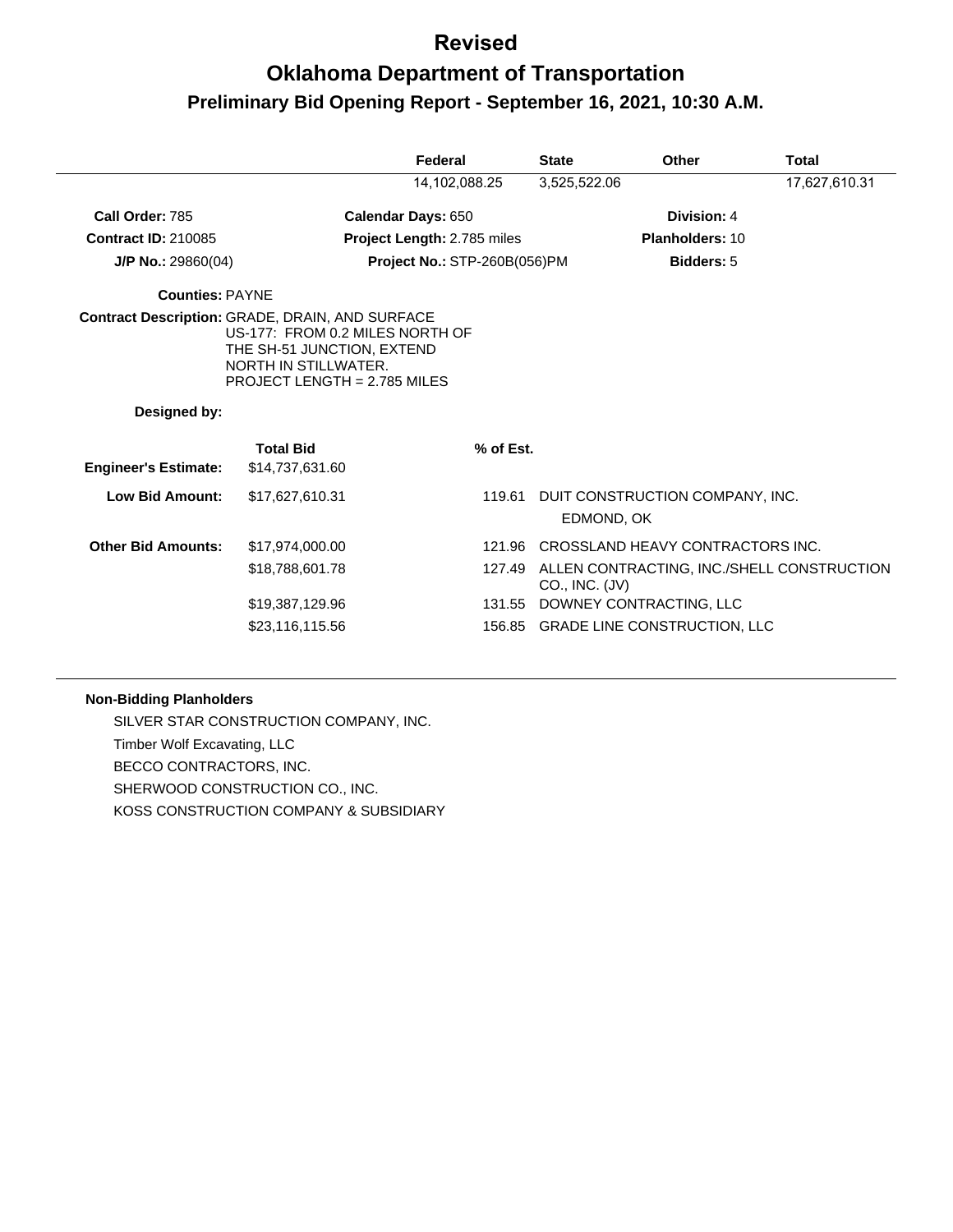# Revised

# Oklahoma Department of Transportation

## Preliminary Bid Opening Report - September 16, 2021, 10:30 A.M.

| | Federal | State | Other | Total |
|---|---|---|---|---|
| | 14,102,088.25 | 3,525,522.06 | | 17,627,610.31 |

**Call Order:** 785 **Calendar Days:** 650 **Division:** 4

**Contract ID:** 210085 **Project Length:** 2.785 miles **Planholders:** 10

**J/P No.:** 29860(04) **Project No.:** STP-260B(056)PM **Bidders:** 5

**Counties:** PAYNE

**Contract Description:** GRADE, DRAIN, AND SURFACE
US-177: FROM 0.2 MILES NORTH OF THE SH-51 JUNCTION, EXTEND NORTH IN STILLWATER.
PROJECT LENGTH = 2.785 MILES

**Designed by:**

| | Total Bid | % of Est. | |
|---|---|---|---|
| **Engineer's Estimate:** | $14,737,631.60 | | |
| **Low Bid Amount:** | $17,627,610.31 | 119.61 | DUIT CONSTRUCTION COMPANY, INC. EDMOND, OK |
| **Other Bid Amounts:** | $17,974,000.00 | 121.96 | CROSSLAND HEAVY CONTRACTORS INC. |
| | $18,788,601.78 | 127.49 | ALLEN CONTRACTING, INC./SHELL CONSTRUCTION CO., INC. (JV) |
| | $19,387,129.96 | 131.55 | DOWNEY CONTRACTING, LLC |
| | $23,116,115.56 | 156.85 | GRADE LINE CONSTRUCTION, LLC |

**Non-Bidding Planholders**

SILVER STAR CONSTRUCTION COMPANY, INC.

Timber Wolf Excavating, LLC

BECCO CONTRACTORS, INC.

SHERWOOD CONSTRUCTION CO., INC.

KOSS CONSTRUCTION COMPANY & SUBSIDIARY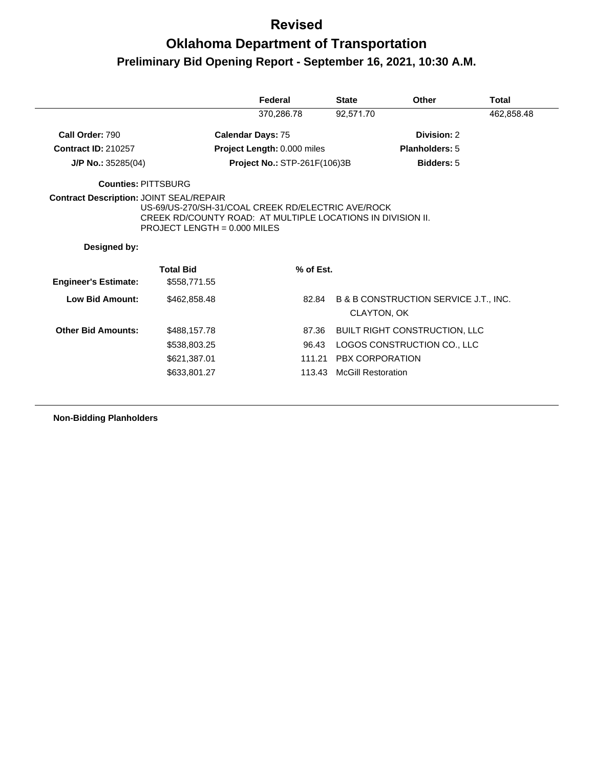# Revised

# Oklahoma Department of Transportation

## Preliminary Bid Opening Report - September 16, 2021, 10:30 A.M.

| | Federal | State | Other | Total |
|---|---|---|---|---|
| | 370,286.78 | 92,571.70 | | 462,858.48 |

**Call Order:** 790 **Calendar Days:** 75 **Division:** 2

**Contract ID:** 210257 **Project Length:** 0.000 miles **Planholders:** 5

**J/P No.:** 35285(04) **Project No.:** STP-261F(106)3B **Bidders:** 5

**Counties:** PITTSBURG

**Contract Description:** JOINT SEAL/REPAIR
US-69/US-270/SH-31/COAL CREEK RD/ELECTRIC AVE/ROCK CREEK RD/COUNTY ROAD: AT MULTIPLE LOCATIONS IN DIVISION II. PROJECT LENGTH = 0.000 MILES

**Designed by:**

| | Total Bid | % of Est. | |
|---|---|---|---|
| **Engineer's Estimate:** | $558,771.55 | | |
| **Low Bid Amount:** | $462,858.48 | 82.84 | B & B CONSTRUCTION SERVICE J.T., INC.<br>CLAYTON, OK |
| **Other Bid Amounts:** | $488,157.78 | 87.36 | BUILT RIGHT CONSTRUCTION, LLC |
| | $538,803.25 | 96.43 | LOGOS CONSTRUCTION CO., LLC |
| | $621,387.01 | 111.21 | PBX CORPORATION |
| | $633,801.27 | 113.43 | McGill Restoration |

**Non-Bidding Planholders**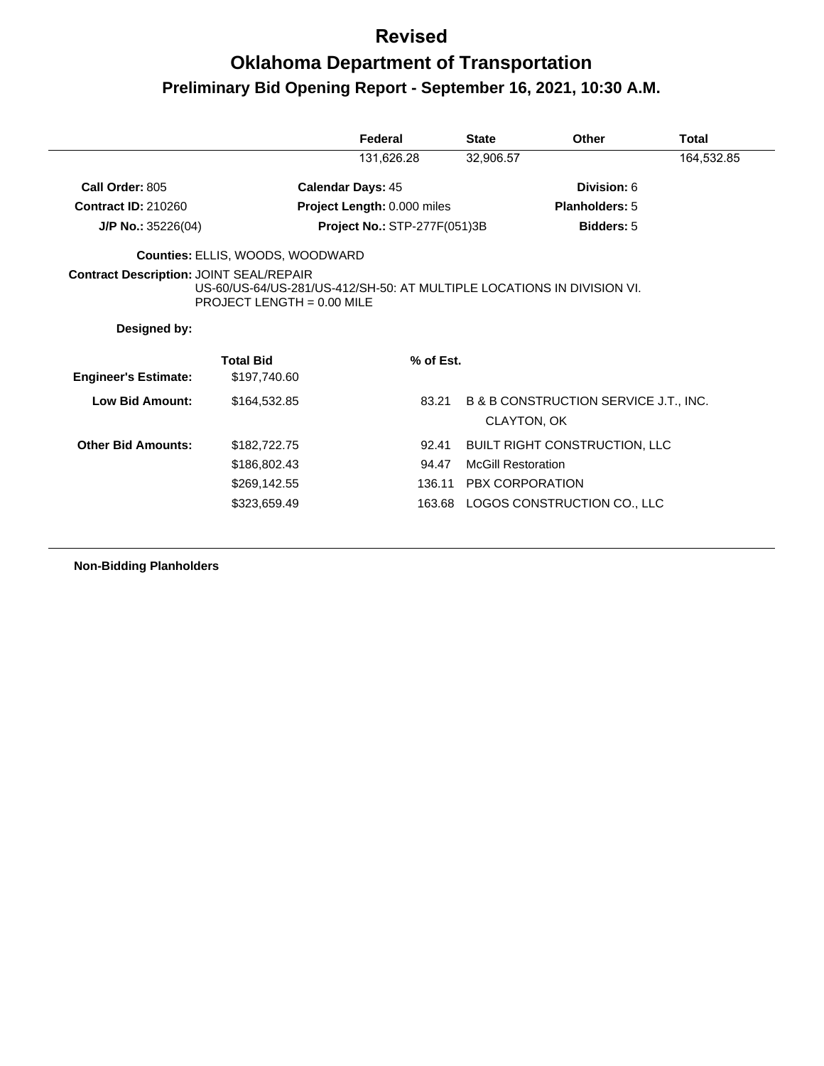# Revised

# Oklahoma Department of Transportation

## Preliminary Bid Opening Report - September 16, 2021, 10:30 A.M.

| | Federal | State | Other | Total |
|---|---|---|---|---|
| | 131,626.28 | 32,906.57 | | 164,532.85 |

**Call Order:** 805 **Calendar Days:** 45 **Division:** 6

**Contract ID:** 210260 **Project Length:** 0.000 miles **Planholders:** 5

**J/P No.:** 35226(04) **Project No.:** STP-277F(051)3B **Bidders:** 5

**Counties:** ELLIS, WOODS, WOODWARD

**Contract Description:** JOINT SEAL/REPAIR
US-60/US-64/US-281/US-412/SH-50: AT MULTIPLE LOCATIONS IN DIVISION VI.
PROJECT LENGTH = 0.00 MILE

**Designed by:**

| | Total Bid | % of Est. | |
|---|---|---|---|
| **Engineer's Estimate:** | $197,740.60 | | |
| **Low Bid Amount:** | $164,532.85 | 83.21 | B & B CONSTRUCTION SERVICE J.T., INC. CLAYTON, OK |
| **Other Bid Amounts:** | $182,722.75 | 92.41 | BUILT RIGHT CONSTRUCTION, LLC |
| | $186,802.43 | 94.47 | McGill Restoration |
| | $269,142.55 | 136.11 | PBX CORPORATION |
| | $323,659.49 | 163.68 | LOGOS CONSTRUCTION CO., LLC |

**Non-Bidding Planholders**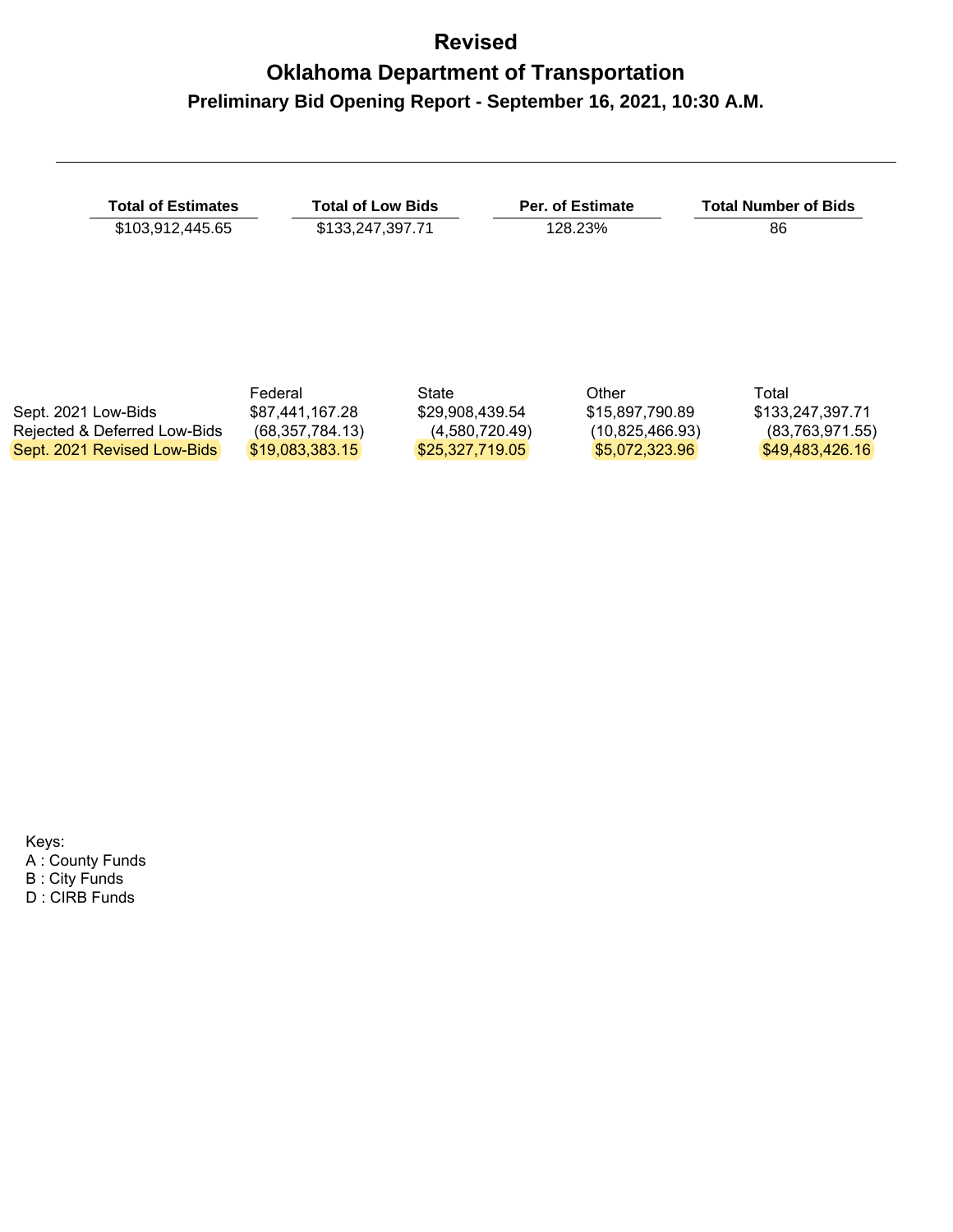# Revised

## Oklahoma Department of Transportation

### Preliminary Bid Opening Report - September 16, 2021, 10:30 A.M.

| Total of Estimates | Total of Low Bids | Per. of Estimate | Total Number of Bids |
|---|---|---|---|
| $103,912,445.65 | $133,247,397.71 | 128.23% | 86 |

| | Federal | State | Other | Total |
|---|---|---|---|---|
| Sept. 2021 Low-Bids | $87,441,167.28 | $29,908,439.54 | $15,897,790.89 | $133,247,397.71 |
| Rejected & Deferred Low-Bids | (68,357,784.13) | (4,580,720.49) | (10,825,466.93) | (83,763,971.55) |
| Sept. 2021 Revised Low-Bids | $19,083,383.15 | $25,327,719.05 | $5,072,323.96 | $49,483,426.16 |

Keys:
A : County Funds
B : City Funds
D : CIRB Funds